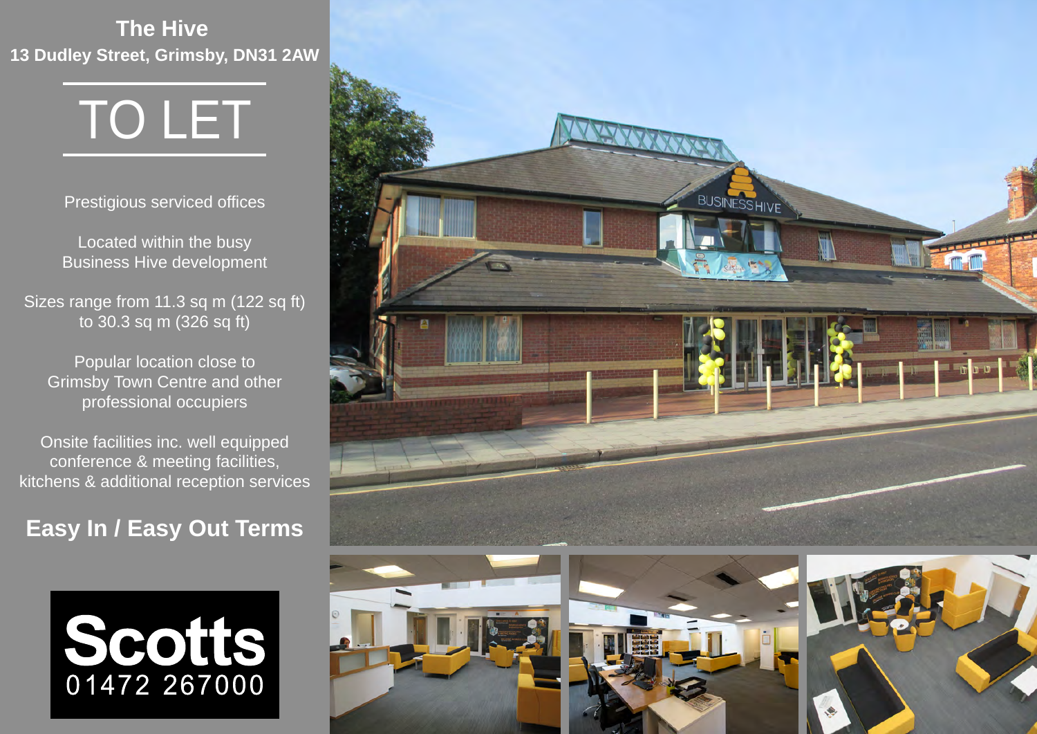# The Hive

## 13 Dudley Street, Grimsby, DN31 2AW

# TO LET

Prestigious serviced offices

Located within the busy Business Hive development

Sizes range from 11.3 sq m (122 sq ft) to 30.3 sq m (326 sq ft)

Popular location close to Grimsby Town Centre and other professional occupiers

Onsite facilities inc. well equipped conference & meeting facilities, kitchens & additional reception services

**Easy In / Easy Out Terms**

**Scotts**

01472 267000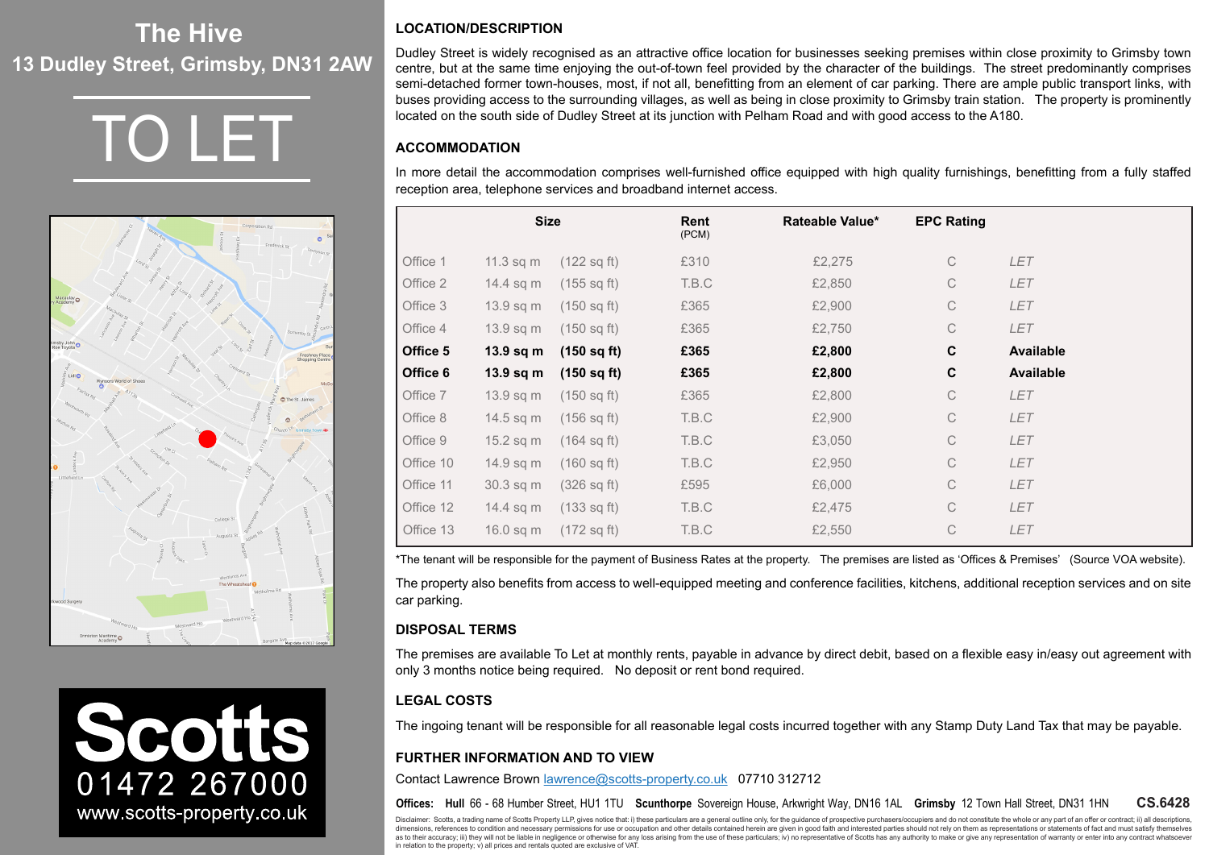# The Hive

## 13 Dudley Street, Grimsby, DN31 2AW

TO LET

Scotts
01472 267000
www.scotts-property.co.uk

### LOCATION/DESCRIPTION

Dudley Street is widely recognised as an attractive office location for businesses seeking premises within close proximity to Grimsby town centre, but at the same time enjoying the out-of-town feel provided by the character of the buildings. The street predominantly comprises semi-detached former town-houses, most, if not all, benefitting from an element of car parking. There are ample public transport links, with buses providing access to the surrounding villages, as well as being in close proximity to Grimsby train station. The property is prominently located on the south side of Dudley Street at its junction with Pelham Road and with good access to the A180.

### ACCOMMODATION

In more detail the accommodation comprises well-furnished office equipped with high quality furnishings, benefitting from a fully staffed reception area, telephone services and broadband internet access.

| | Size | | Rent (PCM) | Rateable Value* | EPC Rating | |
|---|---|---|---|---|---|---|
| Office 1 | 11.3 sq m | (122 sq ft) | £310 | £2,275 | C | *LET* |
| Office 2 | 14.4 sq m | (155 sq ft) | T.B.C | £2,850 | C | *LET* |
| Office 3 | 13.9 sq m | (150 sq ft) | £365 | £2,900 | C | *LET* |
| Office 4 | 13.9 sq m | (150 sq ft) | £365 | £2,750 | C | *LET* |
| **Office 5** | **13.9 sq m** | **(150 sq ft)** | **£365** | **£2,800** | **C** | **Available** |
| **Office 6** | **13.9 sq m** | **(150 sq ft)** | **£365** | **£2,800** | **C** | **Available** |
| Office 7 | 13.9 sq m | (150 sq ft) | £365 | £2,800 | C | *LET* |
| Office 8 | 14.5 sq m | (156 sq ft) | T.B.C | £2,900 | C | *LET* |
| Office 9 | 15.2 sq m | (164 sq ft) | T.B.C | £3,050 | C | *LET* |
| Office 10 | 14.9 sq m | (160 sq ft) | T.B.C | £2,950 | C | *LET* |
| Office 11 | 30.3 sq m | (326 sq ft) | £595 | £6,000 | C | *LET* |
| Office 12 | 14.4 sq m | (133 sq ft) | T.B.C | £2,475 | C | *LET* |
| Office 13 | 16.0 sq m | (172 sq ft) | T.B.C | £2,550 | C | *LET* |

*The tenant will be responsible for the payment of Business Rates at the property. The premises are listed as 'Offices & Premises' (Source VOA website).

The property also benefits from access to well-equipped meeting and conference facilities, kitchens, additional reception services and on site car parking.

### DISPOSAL TERMS

The premises are available To Let at monthly rents, payable in advance by direct debit, based on a flexible easy in/easy out agreement with only 3 months notice being required. No deposit or rent bond required.

### LEGAL COSTS

The ingoing tenant will be responsible for all reasonable legal costs incurred together with any Stamp Duty Land Tax that may be payable.

### FURTHER INFORMATION AND TO VIEW

Contact Lawrence Brown lawrence@scotts-property.co.uk 07710 312712

**Offices:** **Hull** 66 - 68 Humber Street, HU1 1TU **Scunthorpe** Sovereign House, Arkwright Way, DN16 1AL **Grimsby** 12 Town Hall Street, DN31 1HN **CS.6428**

Disclaimer: Scotts, a trading name of Scotts Property LLP, gives notice that: i) these particulars are a general outline only, for the guidance of prospective purchasers/occupiers and do not constitute the whole or any part of an offer or contract; ii) all descriptions, dimensions, references to condition and necessary permissions for use or occupation and other details contained herein are given in good faith and interested parties should not rely on them as representations or statements of fact and must satisfy themselves as to their accuracy; iii) they will not be liable in negligence or otherwise for any loss arising from the use of these particulars; iv) no representative of Scotts has any authority to make or give any representation of warranty or enter into any contract whatsoever in relation to the property; v) all prices and rentals quoted are exclusive of VAT.